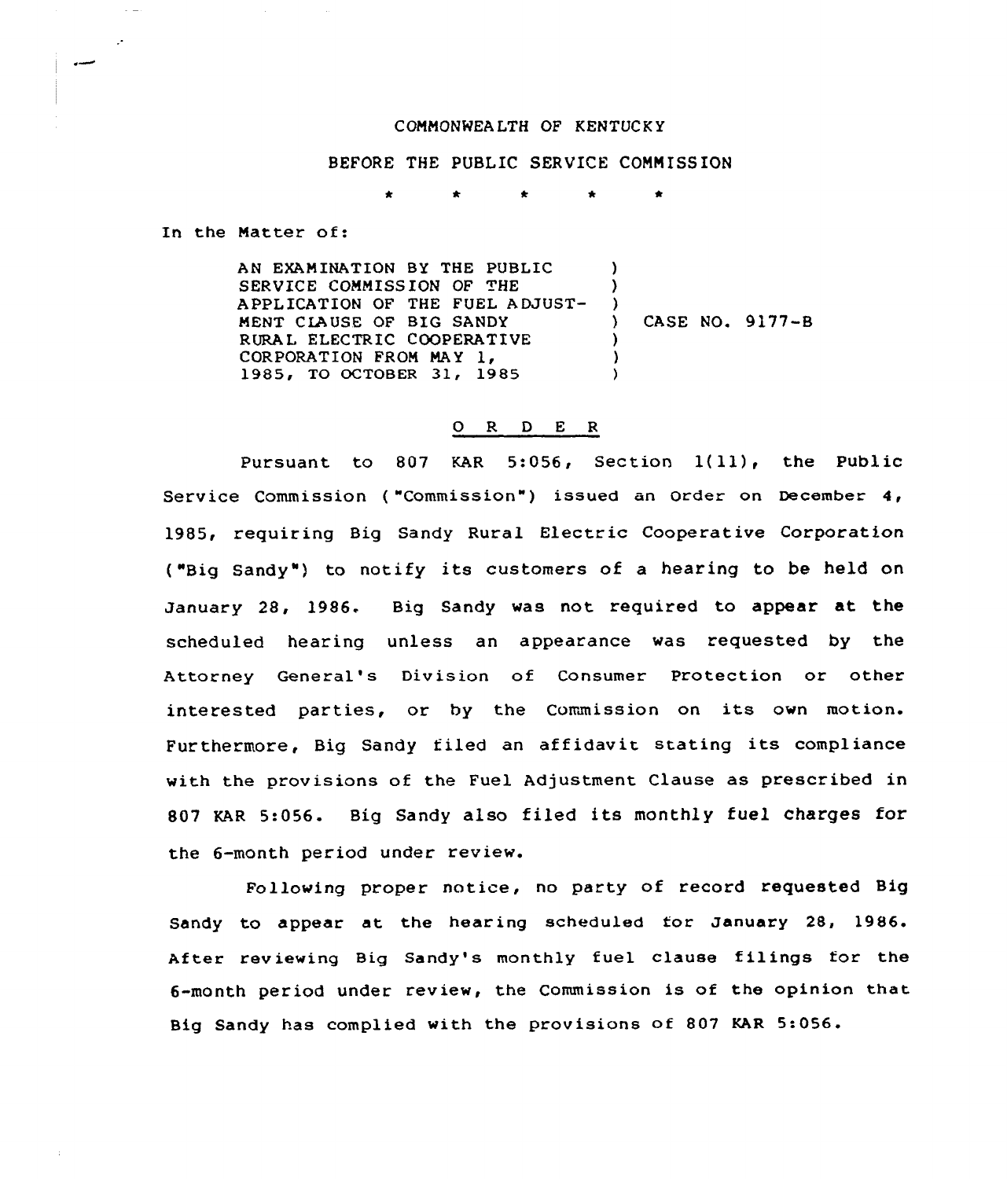COMMONWEALTH OF KENTUCKY

BEFORE THE PUBLIC SERVICE COMMISSION

\* \* \* \* \*

In the Matter of:

| | |
|---|---|
| AN EXAMINATION BY THE PUBLIC SERVICE COMMISSION OF THE APPLICATION OF THE FUEL ADJUSTMENT CLAUSE OF BIG SANDY RURAL ELECTRIC COOPERATIVE CORPORATION FROM MAY 1, 1985, TO OCTOBER 31, 1985 | CASE NO. 9177-B |

## O R D E R

Pursuant to 807 KAR 5:056, Section 1(11), the Public Service Commission ("Commission") issued an Order on December 4, 1985, requiring Big Sandy Rural Electric Cooperative Corporation ("Big Sandy") to notify its customers of a hearing to be held on January 28, 1986. Big Sandy was not required to appear at the scheduled hearing unless an appearance was requested by the Attorney General's Division of Consumer Protection or other interested parties, or by the Commission on its own motion. Furthermore, Big Sandy filed an affidavit stating its compliance with the provisions of the Fuel Adjustment Clause as prescribed in 807 KAR 5:056. Big Sandy also filed its monthly fuel charges for the 6-month period under review.

Following proper notice, no party of record requested Big Sandy to appear at the hearing scheduled for January 28, 1986. After reviewing Big Sandy's monthly fuel clause filings for the 6-month period under review, the Commission is of the opinion that Big Sandy has complied with the provisions of 807 KAR 5:056.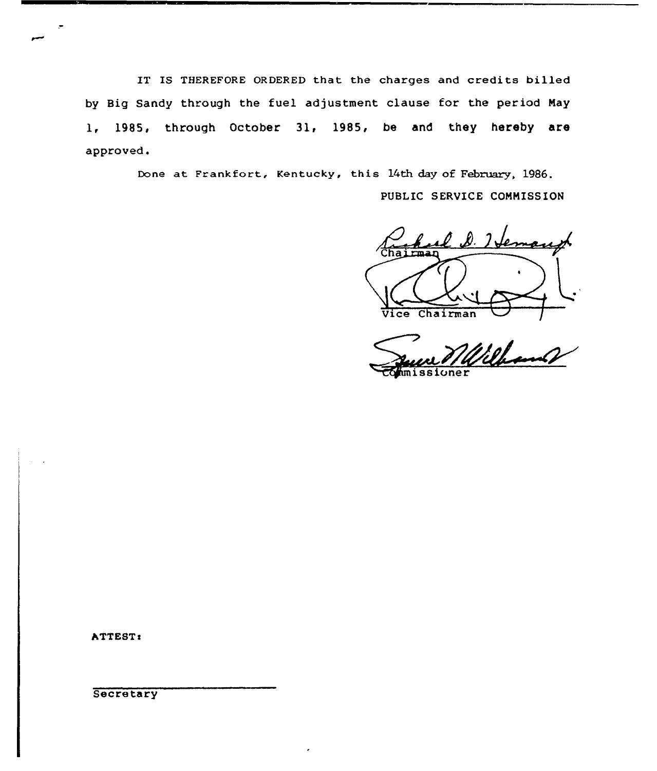IT IS THEREFORE ORDERED that the charges and credits billed by Big Sandy through the fuel adjustment clause for the period May 1, 1985, through October 31, 1985, be and they hereby are approved.

Done at Frankfort, Kentucky, this 14th day of February, 1986.

PUBLIC SERVICE COMMISSION

Chairman

Vice Chairman

Commissioner

ATTEST:

Secretary